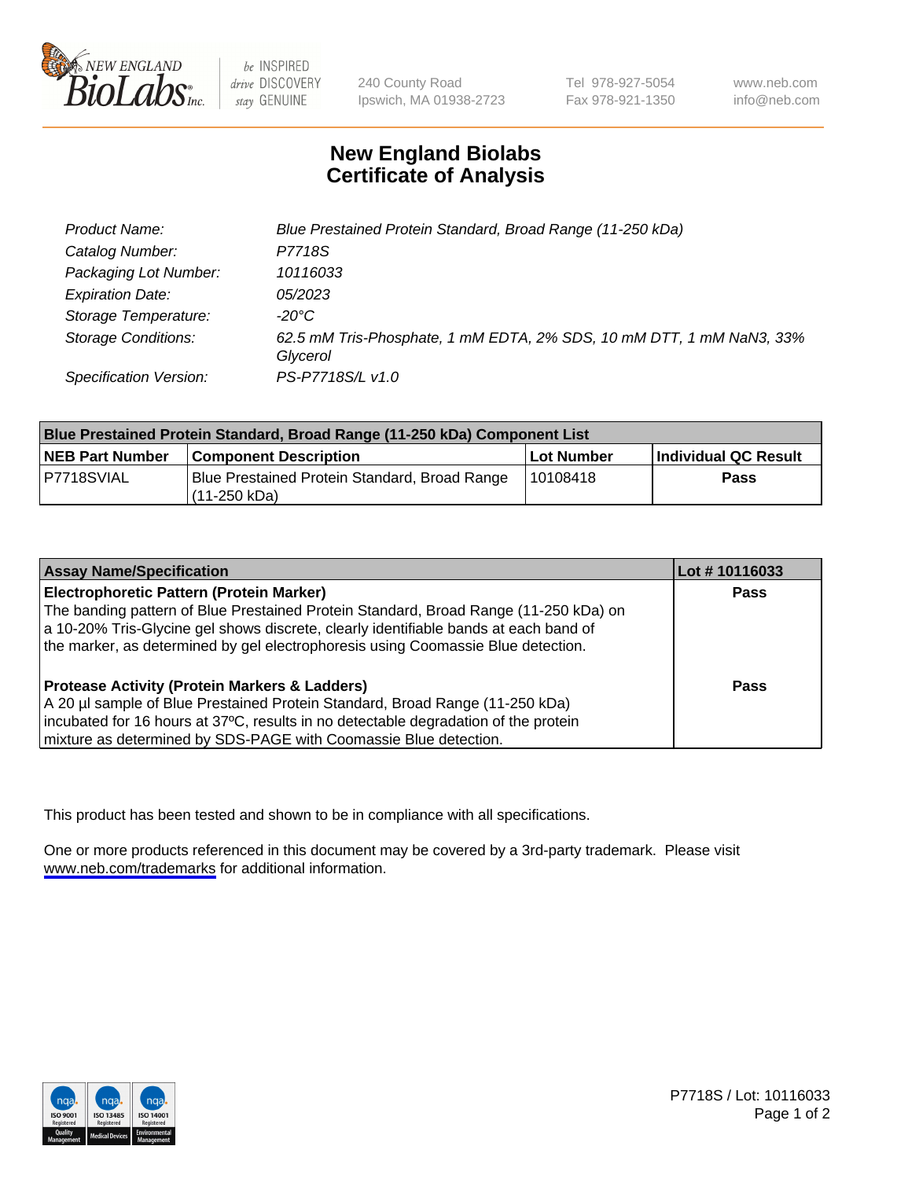New England BioLabs Inc. — be INSPIRED drive DISCOVERY stay GENUINE

240 County Road
Ipswich, MA 01938-2723

Tel 978-927-5054
Fax 978-921-1350

www.neb.com
info@neb.com

# New England Biolabs
# Certificate of Analysis

| | |
|---|---|
| Product Name: | *Blue Prestained Protein Standard, Broad Range (11-250 kDa)* |
| Catalog Number: | *P7718S* |
| Packaging Lot Number: | *10116033* |
| Expiration Date: | *05/2023* |
| Storage Temperature: | *-20°C* |
| Storage Conditions: | *62.5 mM Tris-Phosphate, 1 mM EDTA, 2% SDS, 10 mM DTT, 1 mM NaN3, 33% Glycerol* |
| Specification Version: | *PS-P7718S/L v1.0* |

| Blue Prestained Protein Standard, Broad Range (11-250 kDa) Component List | | | |
|---|---|---|---|
| **NEB Part Number** | **Component Description** | **Lot Number** | **Individual QC Result** |
| P7718SVIAL | Blue Prestained Protein Standard, Broad Range (11-250 kDa) | 10108418 | **Pass** |

| Assay Name/Specification | Lot # 10116033 |
|---|---|
| **Electrophoretic Pattern (Protein Marker)**<br>The banding pattern of Blue Prestained Protein Standard, Broad Range (11-250 kDa) on a 10-20% Tris-Glycine gel shows discrete, clearly identifiable bands at each band of the marker, as determined by gel electrophoresis using Coomassie Blue detection. | **Pass** |
| **Protease Activity (Protein Markers & Ladders)**<br>A 20 µl sample of Blue Prestained Protein Standard, Broad Range (11-250 kDa) incubated for 16 hours at 37ºC, results in no detectable degradation of the protein mixture as determined by SDS-PAGE with Coomassie Blue detection. | **Pass** |

This product has been tested and shown to be in compliance with all specifications.

One or more products referenced in this document may be covered by a 3rd-party trademark. Please visit www.neb.com/trademarks for additional information.

ISO 9001 Registered Quality Management | ISO 13485 Registered Medical Devices | ISO 14001 Registered Environmental Management

P7718S / Lot: 10116033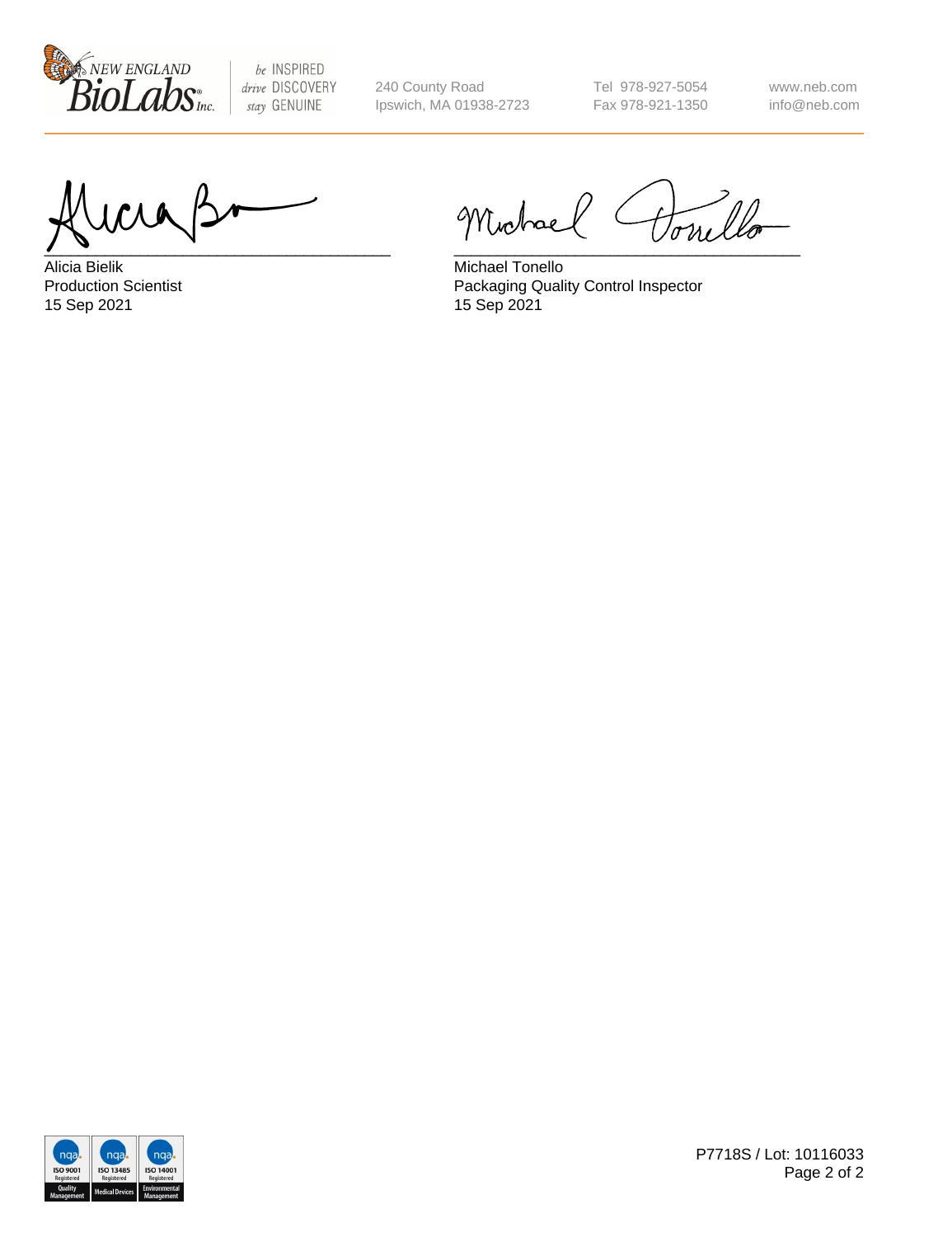Alicia Bielik
Production Scientist
15 Sep 2021

Michael Tonello
Packaging Quality Control Inspector
15 Sep 2021

P7718S / Lot: 10116033